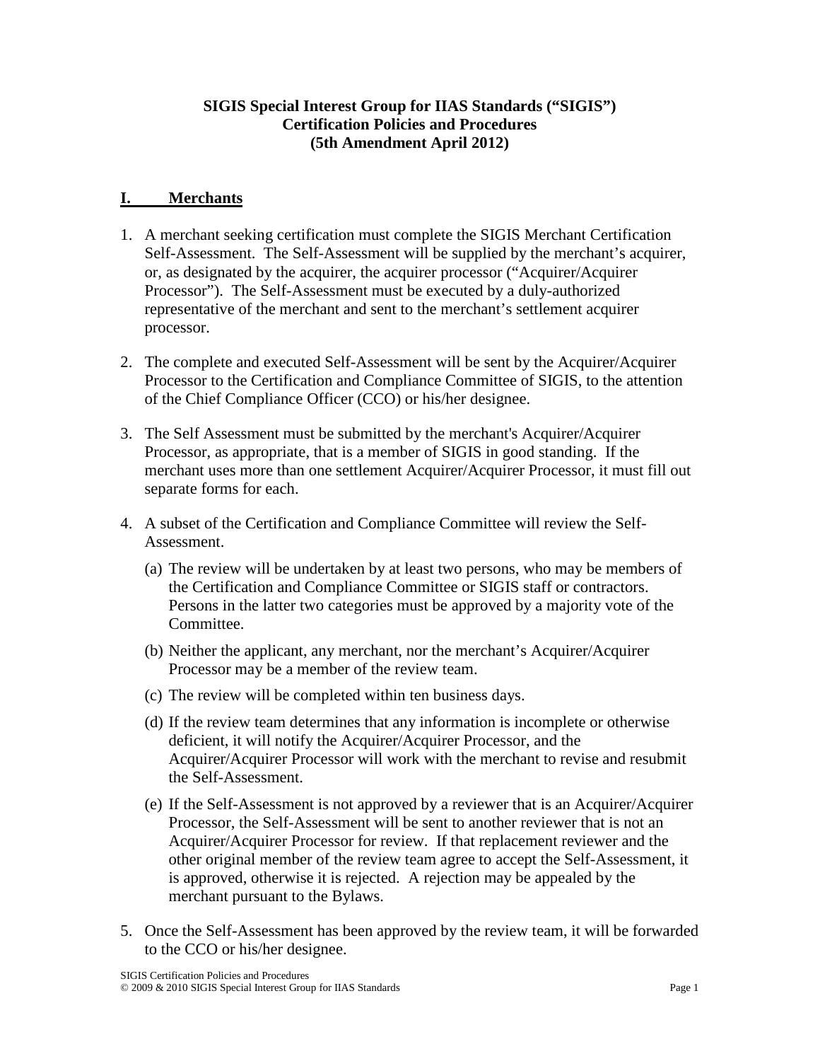# SIGIS Special Interest Group for IIAS Standards ("SIGIS")
# Certification Policies and Procedures
# (5th Amendment April 2012)

## I. Merchants

1. A merchant seeking certification must complete the SIGIS Merchant Certification Self-Assessment. The Self-Assessment will be supplied by the merchant's acquirer, or, as designated by the acquirer, the acquirer processor ("Acquirer/Acquirer Processor"). The Self-Assessment must be executed by a duly-authorized representative of the merchant and sent to the merchant's settlement acquirer processor.

2. The complete and executed Self-Assessment will be sent by the Acquirer/Acquirer Processor to the Certification and Compliance Committee of SIGIS, to the attention of the Chief Compliance Officer (CCO) or his/her designee.

3. The Self Assessment must be submitted by the merchant's Acquirer/Acquirer Processor, as appropriate, that is a member of SIGIS in good standing. If the merchant uses more than one settlement Acquirer/Acquirer Processor, it must fill out separate forms for each.

4. A subset of the Certification and Compliance Committee will review the Self-Assessment.

   (a) The review will be undertaken by at least two persons, who may be members of the Certification and Compliance Committee or SIGIS staff or contractors. Persons in the latter two categories must be approved by a majority vote of the Committee.

   (b) Neither the applicant, any merchant, nor the merchant's Acquirer/Acquirer Processor may be a member of the review team.

   (c) The review will be completed within ten business days.

   (d) If the review team determines that any information is incomplete or otherwise deficient, it will notify the Acquirer/Acquirer Processor, and the Acquirer/Acquirer Processor will work with the merchant to revise and resubmit the Self-Assessment.

   (e) If the Self-Assessment is not approved by a reviewer that is an Acquirer/Acquirer Processor, the Self-Assessment will be sent to another reviewer that is not an Acquirer/Acquirer Processor for review. If that replacement reviewer and the other original member of the review team agree to accept the Self-Assessment, it is approved, otherwise it is rejected. A rejection may be appealed by the merchant pursuant to the Bylaws.

5. Once the Self-Assessment has been approved by the review team, it will be forwarded to the CCO or his/her designee.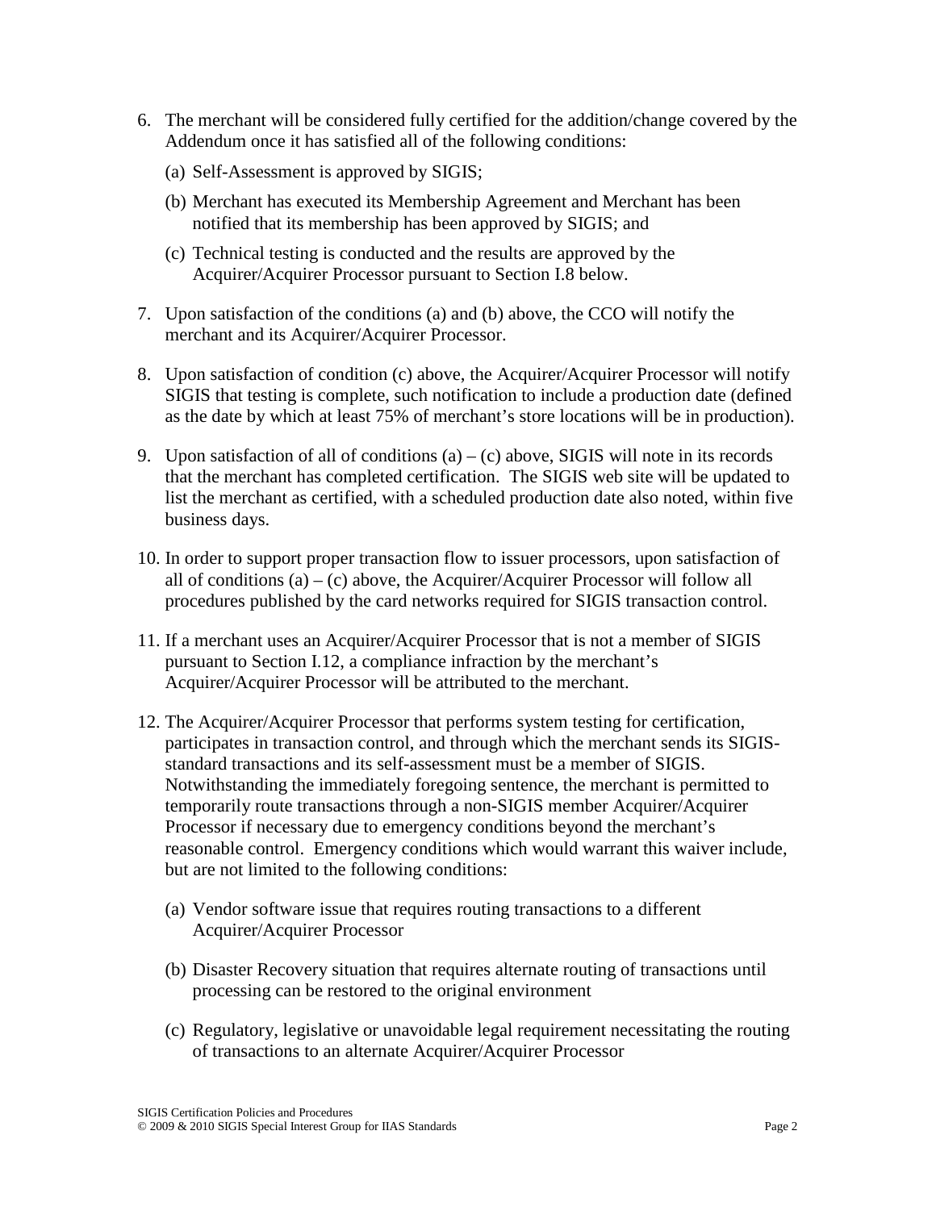6. The merchant will be considered fully certified for the addition/change covered by the Addendum once it has satisfied all of the following conditions:

   (a) Self-Assessment is approved by SIGIS;

   (b) Merchant has executed its Membership Agreement and Merchant has been notified that its membership has been approved by SIGIS; and

   (c) Technical testing is conducted and the results are approved by the Acquirer/Acquirer Processor pursuant to Section I.8 below.

7. Upon satisfaction of the conditions (a) and (b) above, the CCO will notify the merchant and its Acquirer/Acquirer Processor.

8. Upon satisfaction of condition (c) above, the Acquirer/Acquirer Processor will notify SIGIS that testing is complete, such notification to include a production date (defined as the date by which at least 75% of merchant's store locations will be in production).

9. Upon satisfaction of all of conditions (a) – (c) above, SIGIS will note in its records that the merchant has completed certification. The SIGIS web site will be updated to list the merchant as certified, with a scheduled production date also noted, within five business days.

10. In order to support proper transaction flow to issuer processors, upon satisfaction of all of conditions (a) – (c) above, the Acquirer/Acquirer Processor will follow all procedures published by the card networks required for SIGIS transaction control.

11. If a merchant uses an Acquirer/Acquirer Processor that is not a member of SIGIS pursuant to Section I.12, a compliance infraction by the merchant's Acquirer/Acquirer Processor will be attributed to the merchant.

12. The Acquirer/Acquirer Processor that performs system testing for certification, participates in transaction control, and through which the merchant sends its SIGIS-standard transactions and its self-assessment must be a member of SIGIS. Notwithstanding the immediately foregoing sentence, the merchant is permitted to temporarily route transactions through a non-SIGIS member Acquirer/Acquirer Processor if necessary due to emergency conditions beyond the merchant's reasonable control. Emergency conditions which would warrant this waiver include, but are not limited to the following conditions:

    (a) Vendor software issue that requires routing transactions to a different Acquirer/Acquirer Processor

    (b) Disaster Recovery situation that requires alternate routing of transactions until processing can be restored to the original environment

    (c) Regulatory, legislative or unavoidable legal requirement necessitating the routing of transactions to an alternate Acquirer/Acquirer Processor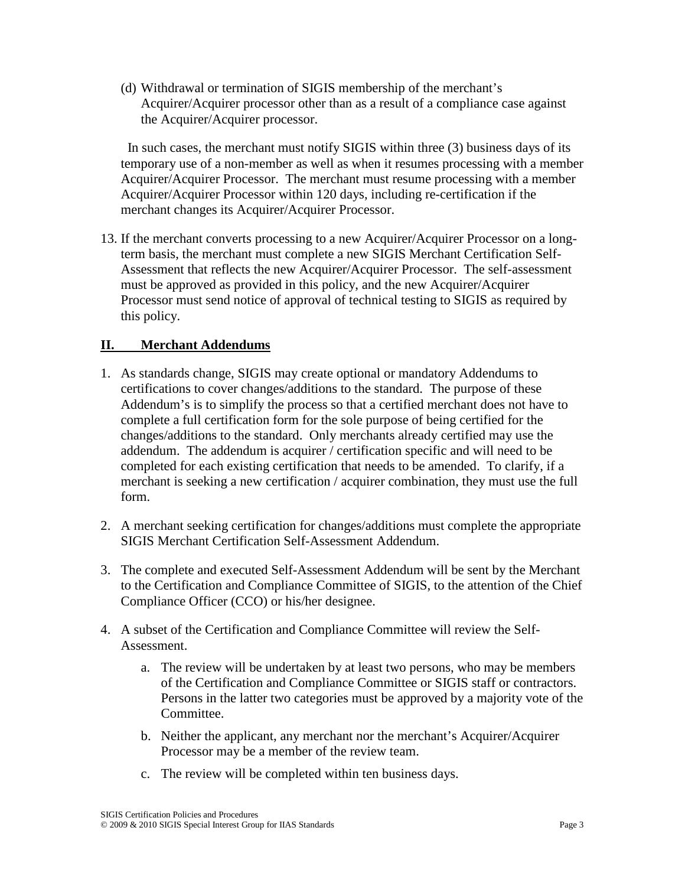(d) Withdrawal or termination of SIGIS membership of the merchant's Acquirer/Acquirer processor other than as a result of a compliance case against the Acquirer/Acquirer processor.

In such cases, the merchant must notify SIGIS within three (3) business days of its temporary use of a non-member as well as when it resumes processing with a member Acquirer/Acquirer Processor. The merchant must resume processing with a member Acquirer/Acquirer Processor within 120 days, including re-certification if the merchant changes its Acquirer/Acquirer Processor.

13. If the merchant converts processing to a new Acquirer/Acquirer Processor on a long-term basis, the merchant must complete a new SIGIS Merchant Certification Self-Assessment that reflects the new Acquirer/Acquirer Processor. The self-assessment must be approved as provided in this policy, and the new Acquirer/Acquirer Processor must send notice of approval of technical testing to SIGIS as required by this policy.

## II. Merchant Addendums

1. As standards change, SIGIS may create optional or mandatory Addendums to certifications to cover changes/additions to the standard. The purpose of these Addendum's is to simplify the process so that a certified merchant does not have to complete a full certification form for the sole purpose of being certified for the changes/additions to the standard. Only merchants already certified may use the addendum. The addendum is acquirer / certification specific and will need to be completed for each existing certification that needs to be amended. To clarify, if a merchant is seeking a new certification / acquirer combination, they must use the full form.

2. A merchant seeking certification for changes/additions must complete the appropriate SIGIS Merchant Certification Self-Assessment Addendum.

3. The complete and executed Self-Assessment Addendum will be sent by the Merchant to the Certification and Compliance Committee of SIGIS, to the attention of the Chief Compliance Officer (CCO) or his/her designee.

4. A subset of the Certification and Compliance Committee will review the Self-Assessment.

   a. The review will be undertaken by at least two persons, who may be members of the Certification and Compliance Committee or SIGIS staff or contractors. Persons in the latter two categories must be approved by a majority vote of the Committee.

   b. Neither the applicant, any merchant nor the merchant's Acquirer/Acquirer Processor may be a member of the review team.

   c. The review will be completed within ten business days.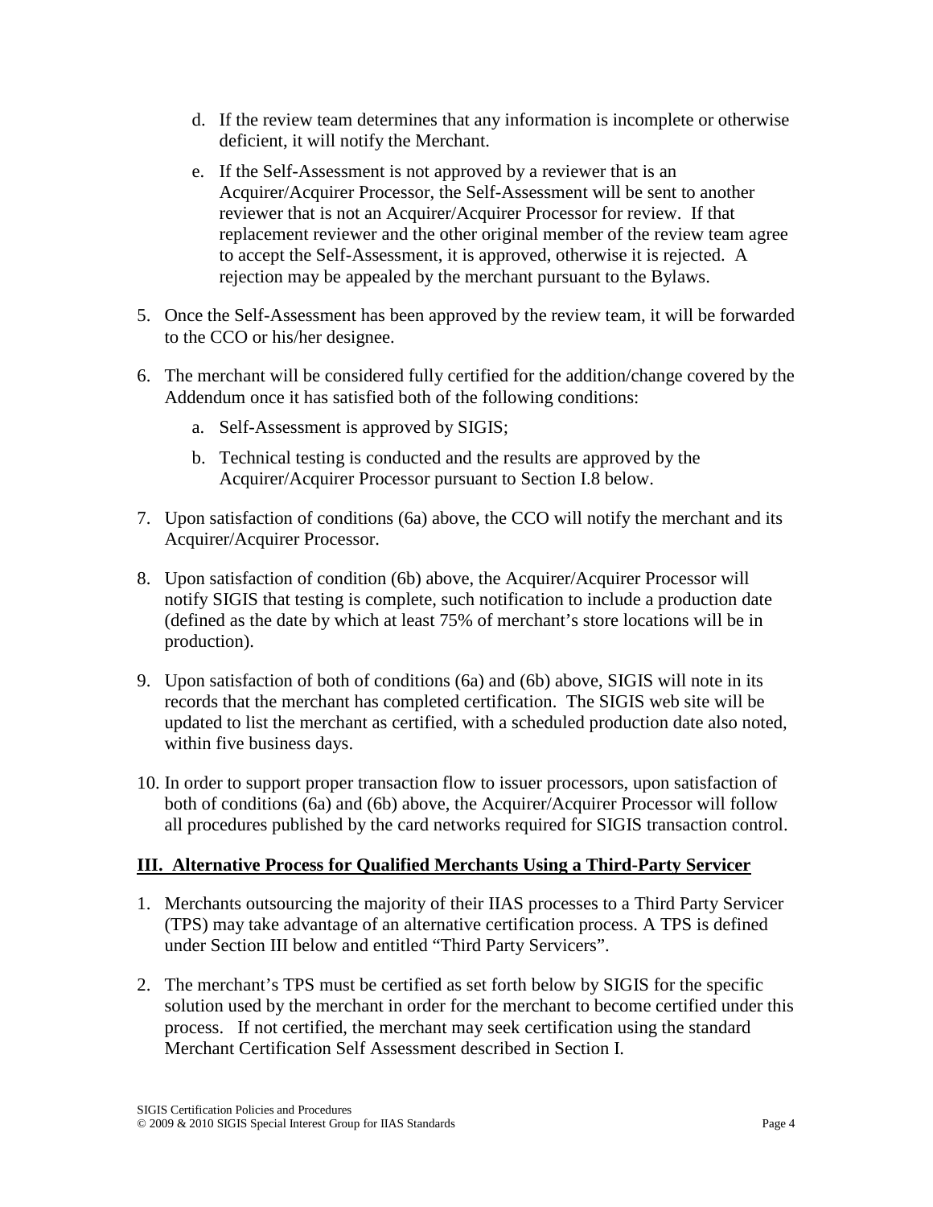d. If the review team determines that any information is incomplete or otherwise deficient, it will notify the Merchant.

   e. If the Self-Assessment is not approved by a reviewer that is an Acquirer/Acquirer Processor, the Self-Assessment will be sent to another reviewer that is not an Acquirer/Acquirer Processor for review. If that replacement reviewer and the other original member of the review team agree to accept the Self-Assessment, it is approved, otherwise it is rejected. A rejection may be appealed by the merchant pursuant to the Bylaws.

5. Once the Self-Assessment has been approved by the review team, it will be forwarded to the CCO or his/her designee.

6. The merchant will be considered fully certified for the addition/change covered by the Addendum once it has satisfied both of the following conditions:

   a. Self-Assessment is approved by SIGIS;

   b. Technical testing is conducted and the results are approved by the Acquirer/Acquirer Processor pursuant to Section I.8 below.

7. Upon satisfaction of conditions (6a) above, the CCO will notify the merchant and its Acquirer/Acquirer Processor.

8. Upon satisfaction of condition (6b) above, the Acquirer/Acquirer Processor will notify SIGIS that testing is complete, such notification to include a production date (defined as the date by which at least 75% of merchant's store locations will be in production).

9. Upon satisfaction of both of conditions (6a) and (6b) above, SIGIS will note in its records that the merchant has completed certification. The SIGIS web site will be updated to list the merchant as certified, with a scheduled production date also noted, within five business days.

10. In order to support proper transaction flow to issuer processors, upon satisfaction of both of conditions (6a) and (6b) above, the Acquirer/Acquirer Processor will follow all procedures published by the card networks required for SIGIS transaction control.

## III. Alternative Process for Qualified Merchants Using a Third-Party Servicer

1. Merchants outsourcing the majority of their IIAS processes to a Third Party Servicer (TPS) may take advantage of an alternative certification process. A TPS is defined under Section III below and entitled "Third Party Servicers".

2. The merchant's TPS must be certified as set forth below by SIGIS for the specific solution used by the merchant in order for the merchant to become certified under this process. If not certified, the merchant may seek certification using the standard Merchant Certification Self Assessment described in Section I.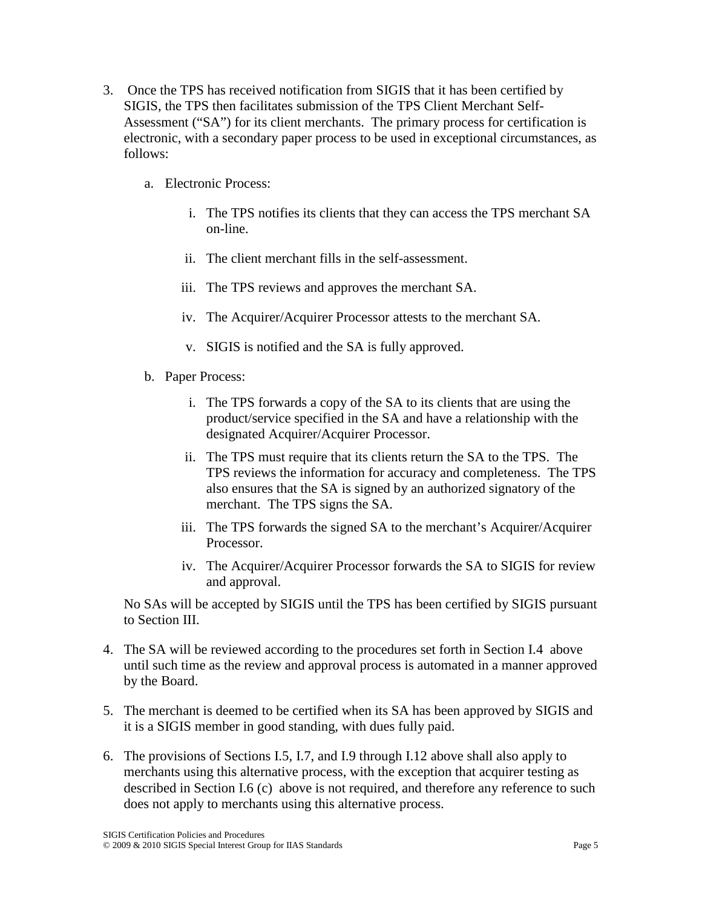3. Once the TPS has received notification from SIGIS that it has been certified by SIGIS, the TPS then facilitates submission of the TPS Client Merchant Self-Assessment ("SA") for its client merchants. The primary process for certification is electronic, with a secondary paper process to be used in exceptional circumstances, as follows:

   a. Electronic Process:

      i. The TPS notifies its clients that they can access the TPS merchant SA on-line.

      ii. The client merchant fills in the self-assessment.

      iii. The TPS reviews and approves the merchant SA.

      iv. The Acquirer/Acquirer Processor attests to the merchant SA.

      v. SIGIS is notified and the SA is fully approved.

   b. Paper Process:

      i. The TPS forwards a copy of the SA to its clients that are using the product/service specified in the SA and have a relationship with the designated Acquirer/Acquirer Processor.

      ii. The TPS must require that its clients return the SA to the TPS. The TPS reviews the information for accuracy and completeness. The TPS also ensures that the SA is signed by an authorized signatory of the merchant. The TPS signs the SA.

      iii. The TPS forwards the signed SA to the merchant's Acquirer/Acquirer Processor.

      iv. The Acquirer/Acquirer Processor forwards the SA to SIGIS for review and approval.

   No SAs will be accepted by SIGIS until the TPS has been certified by SIGIS pursuant to Section III.

4. The SA will be reviewed according to the procedures set forth in Section I.4 above until such time as the review and approval process is automated in a manner approved by the Board.

5. The merchant is deemed to be certified when its SA has been approved by SIGIS and it is a SIGIS member in good standing, with dues fully paid.

6. The provisions of Sections I.5, I.7, and I.9 through I.12 above shall also apply to merchants using this alternative process, with the exception that acquirer testing as described in Section I.6 (c) above is not required, and therefore any reference to such does not apply to merchants using this alternative process.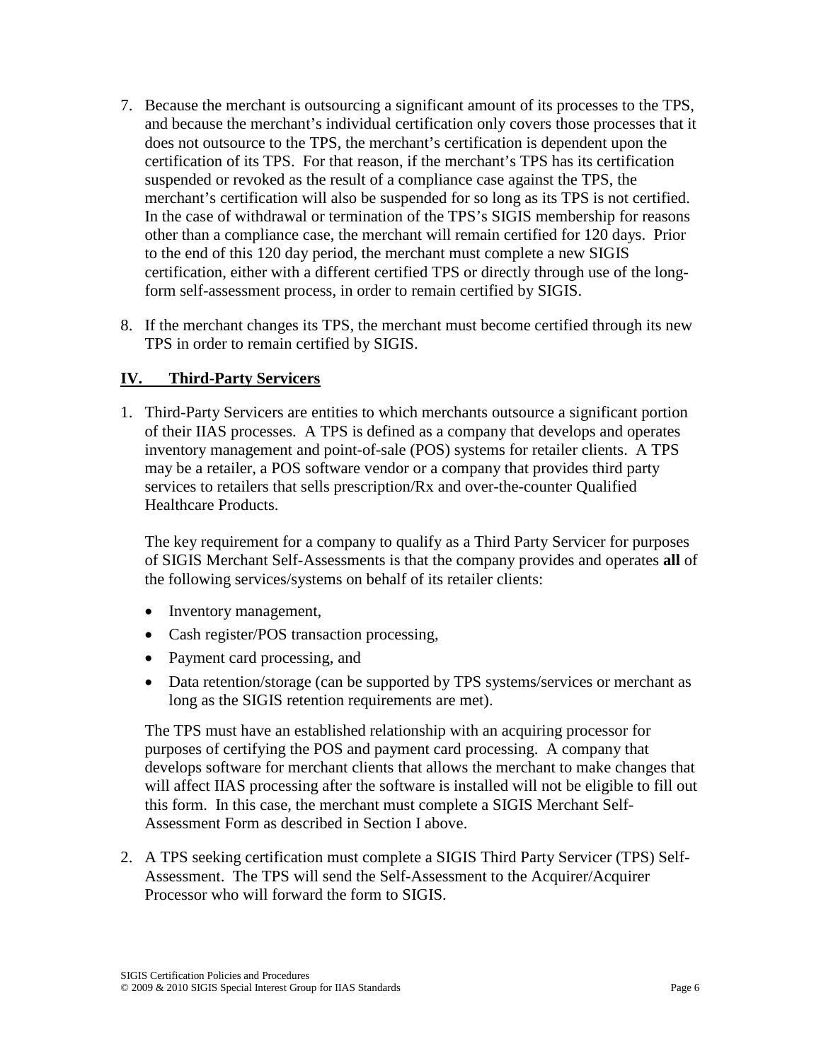7. Because the merchant is outsourcing a significant amount of its processes to the TPS, and because the merchant's individual certification only covers those processes that it does not outsource to the TPS, the merchant's certification is dependent upon the certification of its TPS. For that reason, if the merchant's TPS has its certification suspended or revoked as the result of a compliance case against the TPS, the merchant's certification will also be suspended for so long as its TPS is not certified. In the case of withdrawal or termination of the TPS's SIGIS membership for reasons other than a compliance case, the merchant will remain certified for 120 days. Prior to the end of this 120 day period, the merchant must complete a new SIGIS certification, either with a different certified TPS or directly through use of the long-form self-assessment process, in order to remain certified by SIGIS.

8. If the merchant changes its TPS, the merchant must become certified through its new TPS in order to remain certified by SIGIS.

## IV. Third-Party Servicers

1. Third-Party Servicers are entities to which merchants outsource a significant portion of their IIAS processes. A TPS is defined as a company that develops and operates inventory management and point-of-sale (POS) systems for retailer clients. A TPS may be a retailer, a POS software vendor or a company that provides third party services to retailers that sells prescription/Rx and over-the-counter Qualified Healthcare Products.

   The key requirement for a company to qualify as a Third Party Servicer for purposes of SIGIS Merchant Self-Assessments is that the company provides and operates **all** of the following services/systems on behalf of its retailer clients:

   - Inventory management,
   - Cash register/POS transaction processing,
   - Payment card processing, and
   - Data retention/storage (can be supported by TPS systems/services or merchant as long as the SIGIS retention requirements are met).

   The TPS must have an established relationship with an acquiring processor for purposes of certifying the POS and payment card processing. A company that develops software for merchant clients that allows the merchant to make changes that will affect IIAS processing after the software is installed will not be eligible to fill out this form. In this case, the merchant must complete a SIGIS Merchant Self-Assessment Form as described in Section I above.

2. A TPS seeking certification must complete a SIGIS Third Party Servicer (TPS) Self-Assessment. The TPS will send the Self-Assessment to the Acquirer/Acquirer Processor who will forward the form to SIGIS.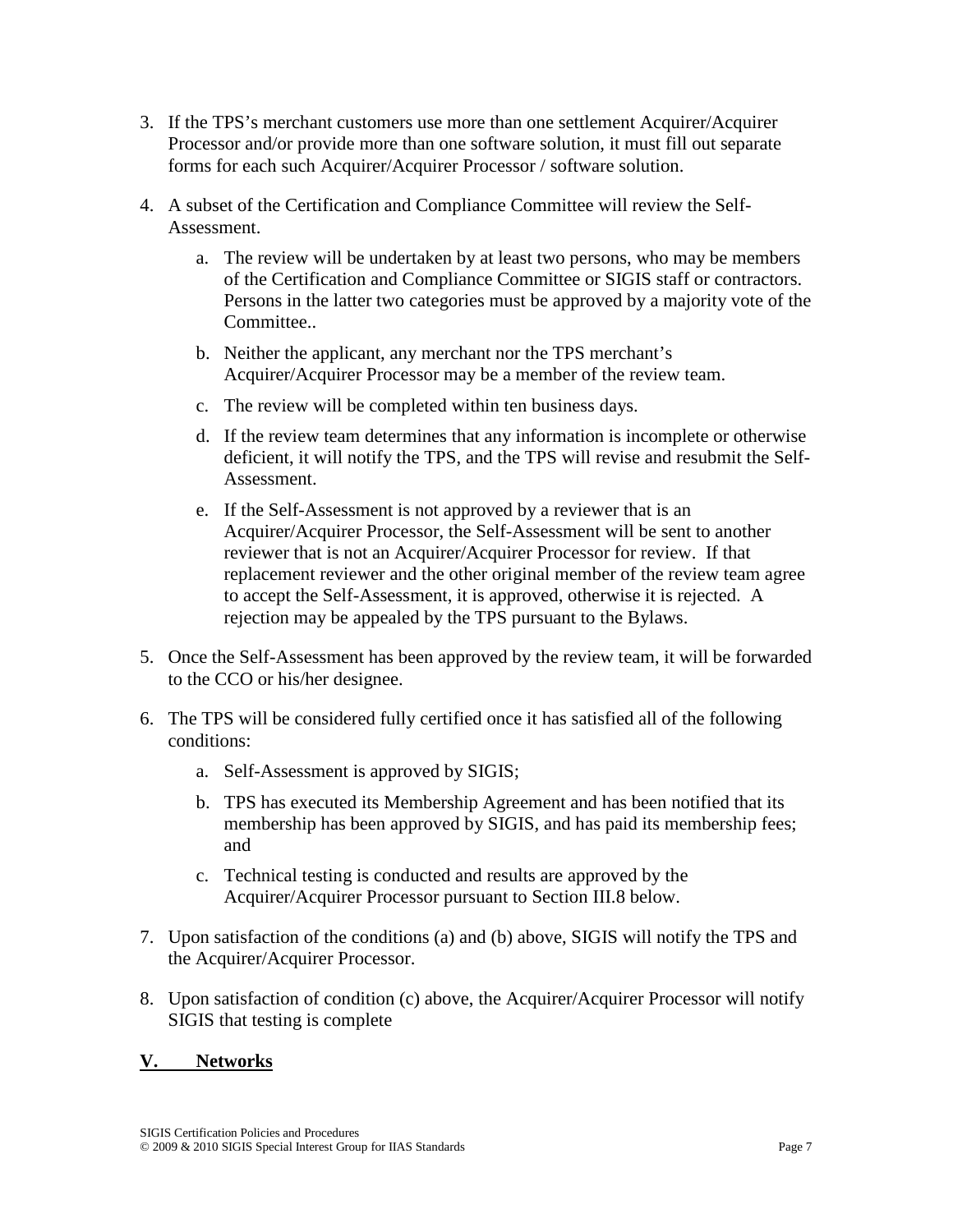3. If the TPS's merchant customers use more than one settlement Acquirer/Acquirer Processor and/or provide more than one software solution, it must fill out separate forms for each such Acquirer/Acquirer Processor / software solution.

4. A subset of the Certification and Compliance Committee will review the Self-Assessment.

    a. The review will be undertaken by at least two persons, who may be members of the Certification and Compliance Committee or SIGIS staff or contractors. Persons in the latter two categories must be approved by a majority vote of the Committee..

    b. Neither the applicant, any merchant nor the TPS merchant's Acquirer/Acquirer Processor may be a member of the review team.

    c. The review will be completed within ten business days.

    d. If the review team determines that any information is incomplete or otherwise deficient, it will notify the TPS, and the TPS will revise and resubmit the Self-Assessment.

    e. If the Self-Assessment is not approved by a reviewer that is an Acquirer/Acquirer Processor, the Self-Assessment will be sent to another reviewer that is not an Acquirer/Acquirer Processor for review. If that replacement reviewer and the other original member of the review team agree to accept the Self-Assessment, it is approved, otherwise it is rejected. A rejection may be appealed by the TPS pursuant to the Bylaws.

5. Once the Self-Assessment has been approved by the review team, it will be forwarded to the CCO or his/her designee.

6. The TPS will be considered fully certified once it has satisfied all of the following conditions:

    a. Self-Assessment is approved by SIGIS;

    b. TPS has executed its Membership Agreement and has been notified that its membership has been approved by SIGIS, and has paid its membership fees; and

    c. Technical testing is conducted and results are approved by the Acquirer/Acquirer Processor pursuant to Section III.8 below.

7. Upon satisfaction of the conditions (a) and (b) above, SIGIS will notify the TPS and the Acquirer/Acquirer Processor.

8. Upon satisfaction of condition (c) above, the Acquirer/Acquirer Processor will notify SIGIS that testing is complete

## V. Networks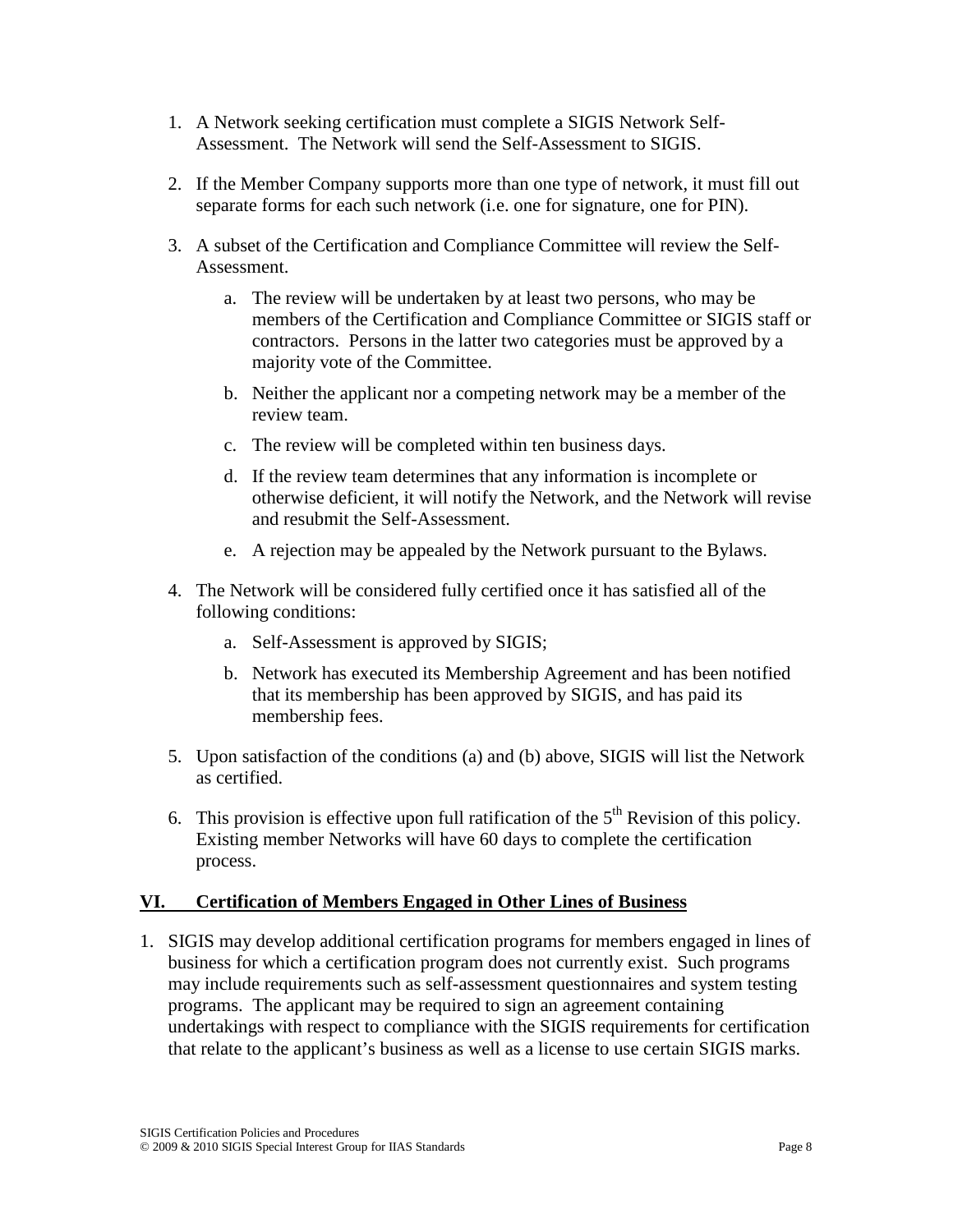1. A Network seeking certification must complete a SIGIS Network Self-Assessment. The Network will send the Self-Assessment to SIGIS.

2. If the Member Company supports more than one type of network, it must fill out separate forms for each such network (i.e. one for signature, one for PIN).

3. A subset of the Certification and Compliance Committee will review the Self-Assessment.

   a. The review will be undertaken by at least two persons, who may be members of the Certification and Compliance Committee or SIGIS staff or contractors. Persons in the latter two categories must be approved by a majority vote of the Committee.

   b. Neither the applicant nor a competing network may be a member of the review team.

   c. The review will be completed within ten business days.

   d. If the review team determines that any information is incomplete or otherwise deficient, it will notify the Network, and the Network will revise and resubmit the Self-Assessment.

   e. A rejection may be appealed by the Network pursuant to the Bylaws.

4. The Network will be considered fully certified once it has satisfied all of the following conditions:

   a. Self-Assessment is approved by SIGIS;

   b. Network has executed its Membership Agreement and has been notified that its membership has been approved by SIGIS, and has paid its membership fees.

5. Upon satisfaction of the conditions (a) and (b) above, SIGIS will list the Network as certified.

6. This provision is effective upon full ratification of the 5th Revision of this policy. Existing member Networks will have 60 days to complete the certification process.

## VI. Certification of Members Engaged in Other Lines of Business

1. SIGIS may develop additional certification programs for members engaged in lines of business for which a certification program does not currently exist. Such programs may include requirements such as self-assessment questionnaires and system testing programs. The applicant may be required to sign an agreement containing undertakings with respect to compliance with the SIGIS requirements for certification that relate to the applicant's business as well as a license to use certain SIGIS marks.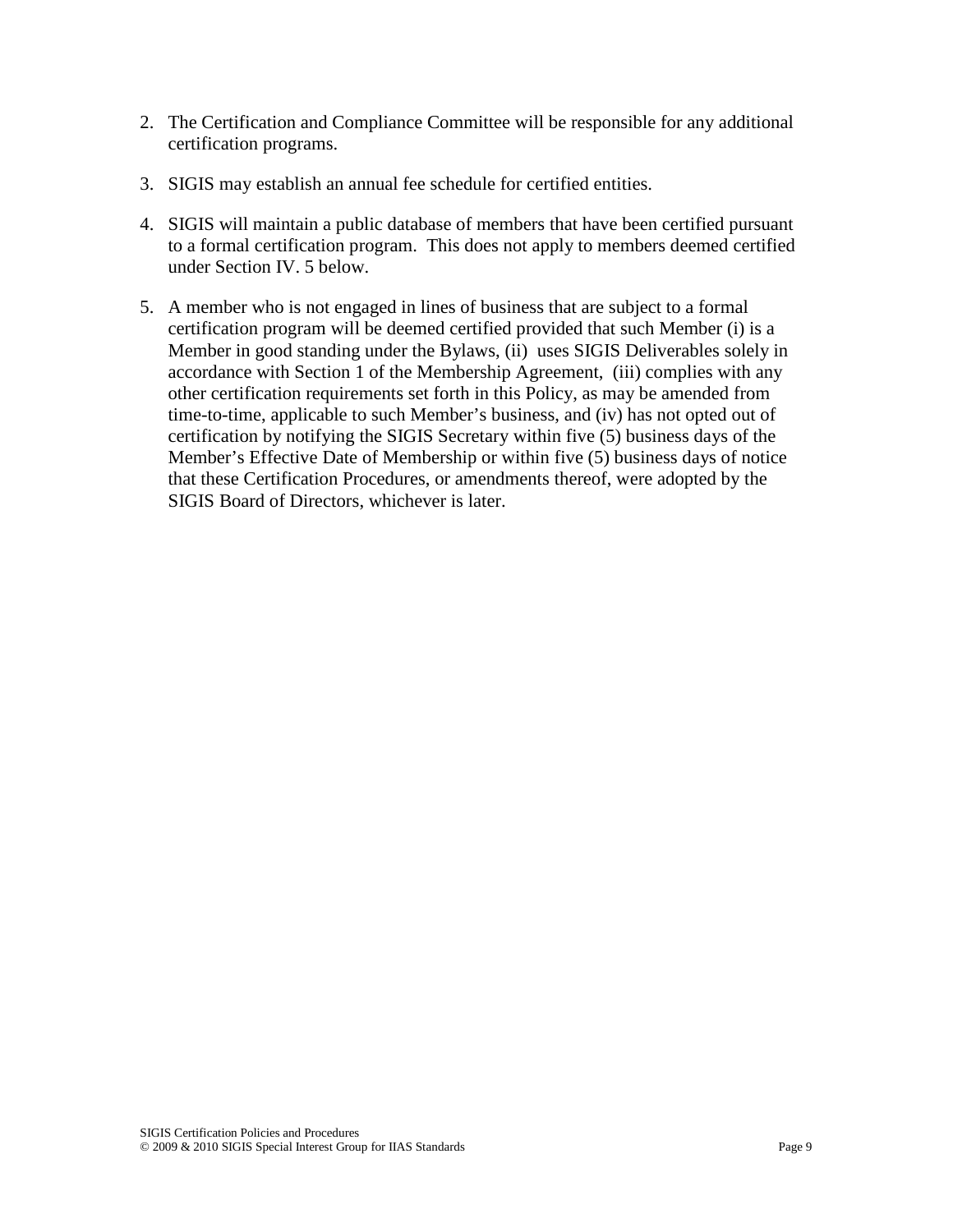2. The Certification and Compliance Committee will be responsible for any additional certification programs.

3. SIGIS may establish an annual fee schedule for certified entities.

4. SIGIS will maintain a public database of members that have been certified pursuant to a formal certification program. This does not apply to members deemed certified under Section IV. 5 below.

5. A member who is not engaged in lines of business that are subject to a formal certification program will be deemed certified provided that such Member (i) is a Member in good standing under the Bylaws, (ii) uses SIGIS Deliverables solely in accordance with Section 1 of the Membership Agreement, (iii) complies with any other certification requirements set forth in this Policy, as may be amended from time-to-time, applicable to such Member's business, and (iv) has not opted out of certification by notifying the SIGIS Secretary within five (5) business days of the Member's Effective Date of Membership or within five (5) business days of notice that these Certification Procedures, or amendments thereof, were adopted by the SIGIS Board of Directors, whichever is later.